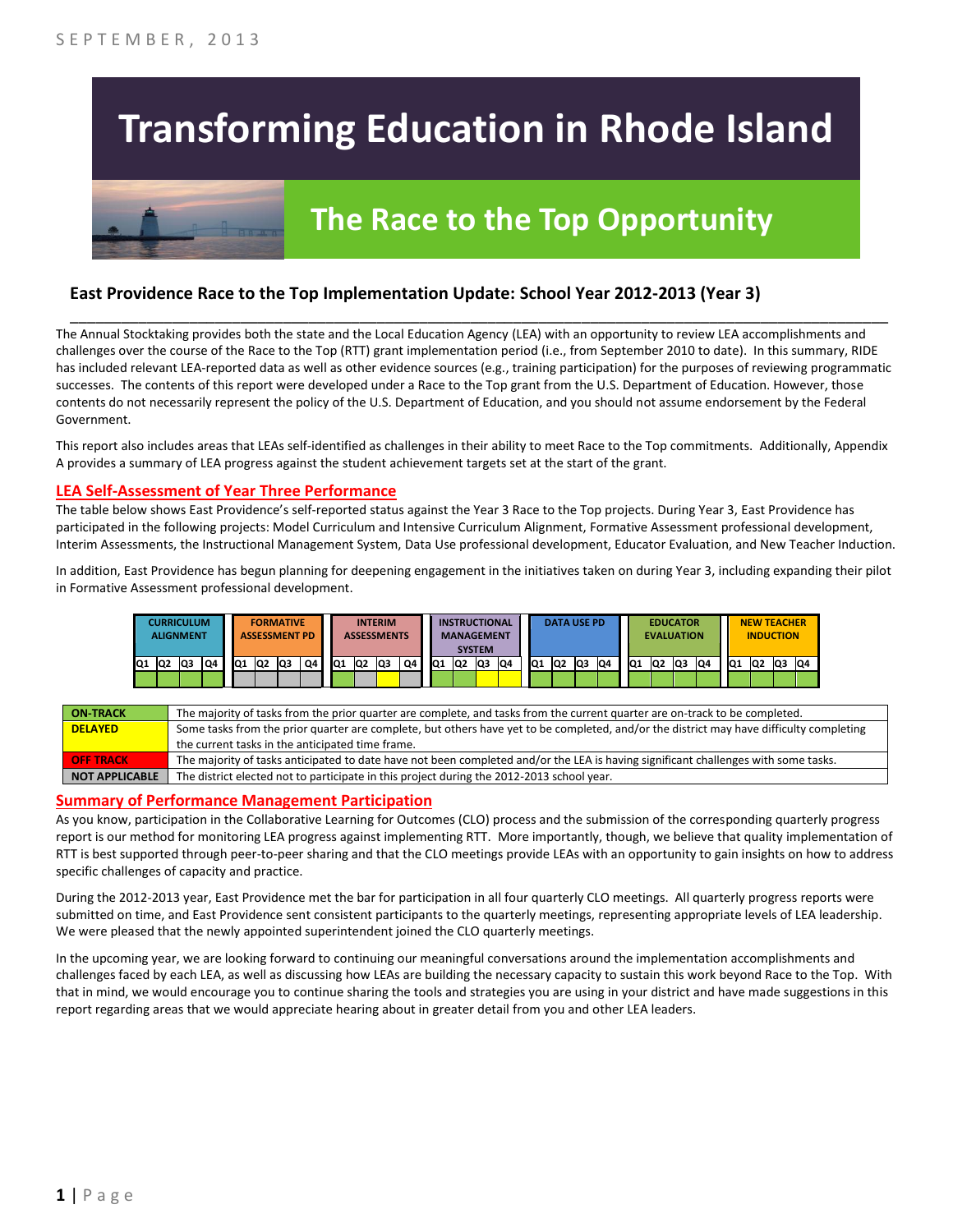SEPTEMBER, 2013

# Transforming Education in Rhode Island

## The Race to the Top Opportunity

### East Providence Race to the Top Implementation Update: School Year 2012-2013 (Year 3)

The Annual Stocktaking provides both the state and the Local Education Agency (LEA) with an opportunity to review LEA accomplishments and challenges over the course of the Race to the Top (RTT) grant implementation period (i.e., from September 2010 to date). In this summary, RIDE has included relevant LEA-reported data as well as other evidence sources (e.g., training participation) for the purposes of reviewing programmatic successes. The contents of this report were developed under a Race to the Top grant from the U.S. Department of Education. However, those contents do not necessarily represent the policy of the U.S. Department of Education, and you should not assume endorsement by the Federal Government.

This report also includes areas that LEAs self-identified as challenges in their ability to meet Race to the Top commitments. Additionally, Appendix A provides a summary of LEA progress against the student achievement targets set at the start of the grant.

### LEA Self-Assessment of Year Three Performance

The table below shows East Providence's self-reported status against the Year 3 Race to the Top projects. During Year 3, East Providence has participated in the following projects: Model Curriculum and Intensive Curriculum Alignment, Formative Assessment professional development, Interim Assessments, the Instructional Management System, Data Use professional development, Educator Evaluation, and New Teacher Induction.

In addition, East Providence has begun planning for deepening engagement in the initiatives taken on during Year 3, including expanding their pilot in Formative Assessment professional development.

| Project | Q1 | Q2 | Q3 | Q4 |
|---|---|---|---|---|
| CURRICULUM ALIGNMENT | On-Track | On-Track | On-Track | On-Track |
| FORMATIVE ASSESSMENT PD | Not Applicable | Not Applicable | Not Applicable | Not Applicable |
| INTERIM ASSESSMENTS | On-Track | Not Applicable | Delayed | Not Applicable |
| INSTRUCTIONAL MANAGEMENT SYSTEM | On-Track | On-Track | Delayed | Delayed |
| DATA USE PD | On-Track | On-Track | On-Track | On-Track |
| EDUCATOR EVALUATION | On-Track | On-Track | On-Track | On-Track |
| NEW TEACHER INDUCTION | On-Track | On-Track | On-Track | On-Track |

| Status | Description |
|---|---|
| ON-TRACK | The majority of tasks from the prior quarter are complete, and tasks from the current quarter are on-track to be completed. |
| DELAYED | Some tasks from the prior quarter are complete, but others have yet to be completed, and/or the district may have difficulty completing the current tasks in the anticipated time frame. |
| OFF TRACK | The majority of tasks anticipated to date have not been completed and/or the LEA is having significant challenges with some tasks. |
| NOT APPLICABLE | The district elected not to participate in this project during the 2012-2013 school year. |

### Summary of Performance Management Participation

As you know, participation in the Collaborative Learning for Outcomes (CLO) process and the submission of the corresponding quarterly progress report is our method for monitoring LEA progress against implementing RTT. More importantly, though, we believe that quality implementation of RTT is best supported through peer-to-peer sharing and that the CLO meetings provide LEAs with an opportunity to gain insights on how to address specific challenges of capacity and practice.

During the 2012-2013 year, East Providence met the bar for participation in all four quarterly CLO meetings. All quarterly progress reports were submitted on time, and East Providence sent consistent participants to the quarterly meetings, representing appropriate levels of LEA leadership. We were pleased that the newly appointed superintendent joined the CLO quarterly meetings.

In the upcoming year, we are looking forward to continuing our meaningful conversations around the implementation accomplishments and challenges faced by each LEA, as well as discussing how LEAs are building the necessary capacity to sustain this work beyond Race to the Top. With that in mind, we would encourage you to continue sharing the tools and strategies you are using in your district and have made suggestions in this report regarding areas that we would appreciate hearing about in greater detail from you and other LEA leaders.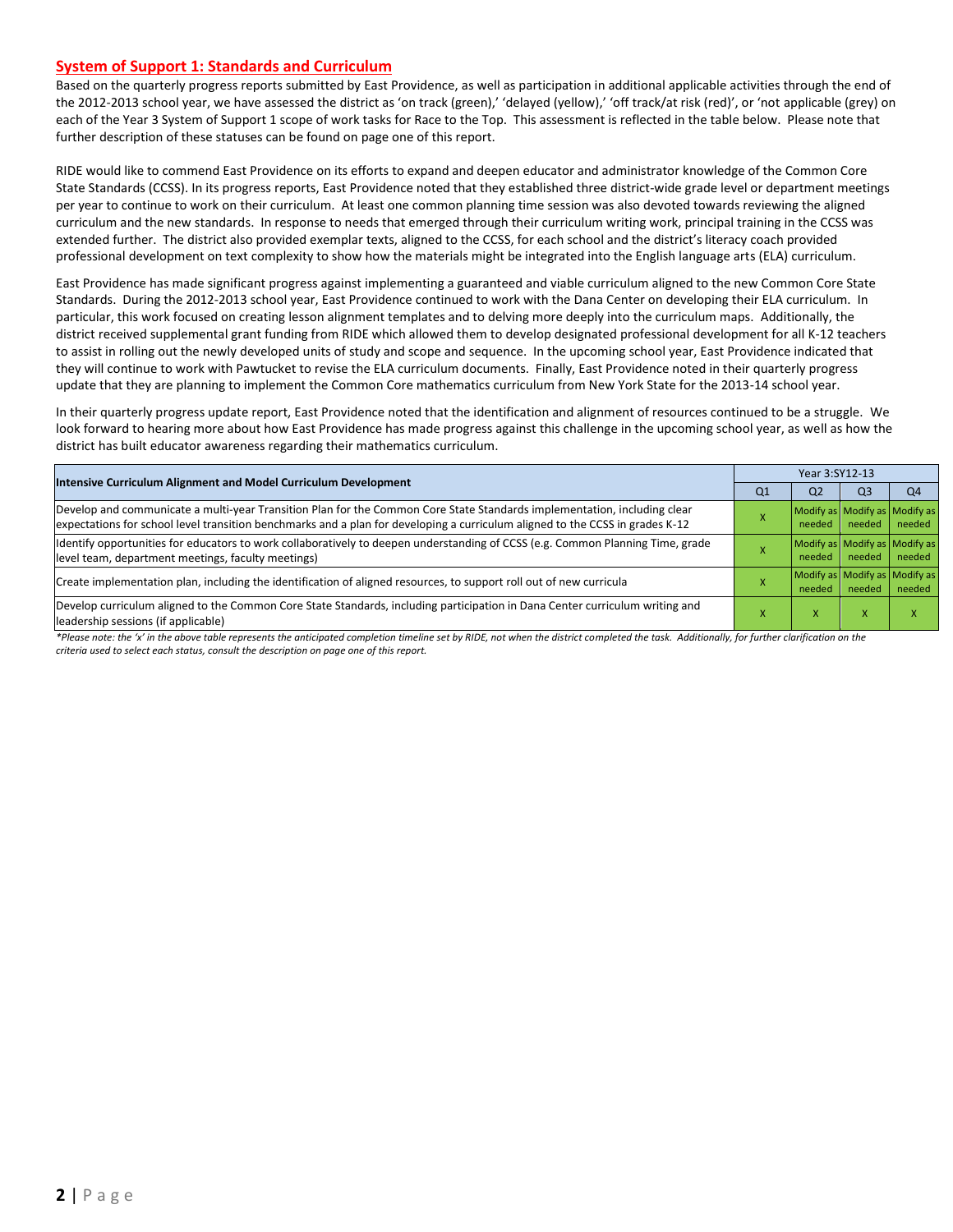## System of Support 1: Standards and Curriculum

Based on the quarterly progress reports submitted by East Providence, as well as participation in additional applicable activities through the end of the 2012-2013 school year, we have assessed the district as 'on track (green),' 'delayed (yellow),' 'off track/at risk (red)', or 'not applicable (grey) on each of the Year 3 System of Support 1 scope of work tasks for Race to the Top. This assessment is reflected in the table below. Please note that further description of these statuses can be found on page one of this report.

RIDE would like to commend East Providence on its efforts to expand and deepen educator and administrator knowledge of the Common Core State Standards (CCSS). In its progress reports, East Providence noted that they established three district-wide grade level or department meetings per year to continue to work on their curriculum. At least one common planning time session was also devoted towards reviewing the aligned curriculum and the new standards. In response to needs that emerged through their curriculum writing work, principal training in the CCSS was extended further. The district also provided exemplar texts, aligned to the CCSS, for each school and the district's literacy coach provided professional development on text complexity to show how the materials might be integrated into the English language arts (ELA) curriculum.

East Providence has made significant progress against implementing a guaranteed and viable curriculum aligned to the new Common Core State Standards. During the 2012-2013 school year, East Providence continued to work with the Dana Center on developing their ELA curriculum. In particular, this work focused on creating lesson alignment templates and to delving more deeply into the curriculum maps. Additionally, the district received supplemental grant funding from RIDE which allowed them to develop designated professional development for all K-12 teachers to assist in rolling out the newly developed units of study and scope and sequence. In the upcoming school year, East Providence indicated that they will continue to work with Pawtucket to revise the ELA curriculum documents. Finally, East Providence noted in their quarterly progress update that they are planning to implement the Common Core mathematics curriculum from New York State for the 2013-14 school year.

In their quarterly progress update report, East Providence noted that the identification and alignment of resources continued to be a struggle. We look forward to hearing more about how East Providence has made progress against this challenge in the upcoming school year, as well as how the district has built educator awareness regarding their mathematics curriculum.

| Intensive Curriculum Alignment and Model Curriculum Development | Year 3:SY12-13 | | | |
|---|---|---|---|---|
| | Q1 | Q2 | Q3 | Q4 |
| Develop and communicate a multi-year Transition Plan for the Common Core State Standards implementation, including clear expectations for school level transition benchmarks and a plan for developing a curriculum aligned to the CCSS in grades K-12 | X | Modify as needed | Modify as needed | Modify as needed |
| Identify opportunities for educators to work collaboratively to deepen understanding of CCSS (e.g. Common Planning Time, grade level team, department meetings, faculty meetings) | X | Modify as needed | Modify as needed | Modify as needed |
| Create implementation plan, including the identification of aligned resources, to support roll out of new curricula | X | Modify as needed | Modify as needed | Modify as needed |
| Develop curriculum aligned to the Common Core State Standards, including participation in Dana Center curriculum writing and leadership sessions (if applicable) | X | X | X | X |

*\*Please note: the 'x' in the above table represents the anticipated completion timeline set by RIDE, not when the district completed the task. Additionally, for further clarification on the criteria used to select each status, consult the description on page one of this report.*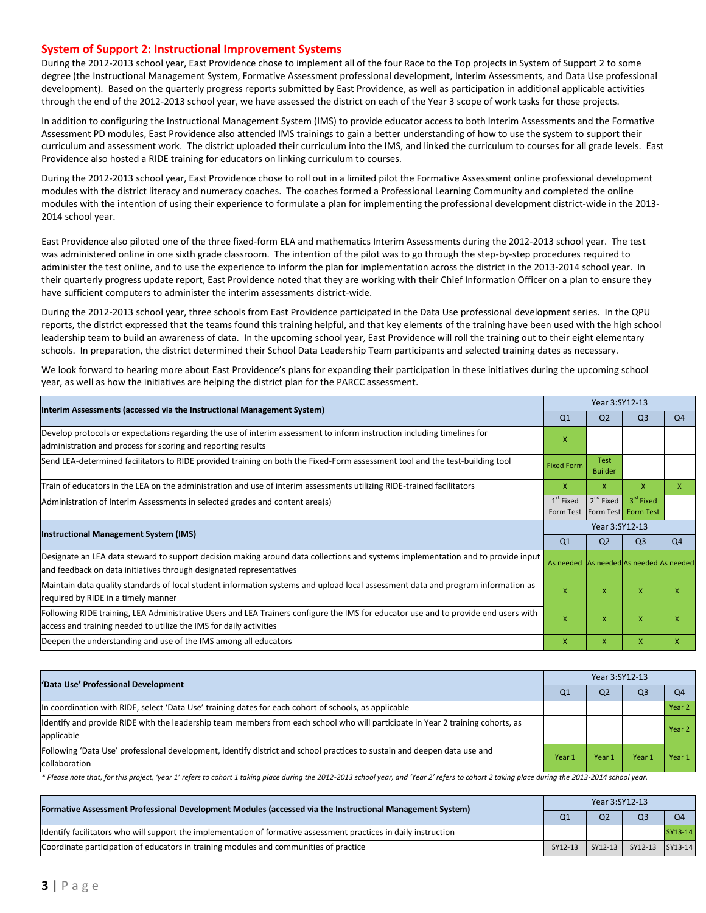## System of Support 2: Instructional Improvement Systems

During the 2012-2013 school year, East Providence chose to implement all of the four Race to the Top projects in System of Support 2 to some degree (the Instructional Management System, Formative Assessment professional development, Interim Assessments, and Data Use professional development). Based on the quarterly progress reports submitted by East Providence, as well as participation in additional applicable activities through the end of the 2012-2013 school year, we have assessed the district on each of the Year 3 scope of work tasks for those projects.

In addition to configuring the Instructional Management System (IMS) to provide educator access to both Interim Assessments and the Formative Assessment PD modules, East Providence also attended IMS trainings to gain a better understanding of how to use the system to support their curriculum and assessment work. The district uploaded their curriculum into the IMS, and linked the curriculum to courses for all grade levels. East Providence also hosted a RIDE training for educators on linking curriculum to courses.

During the 2012-2013 school year, East Providence chose to roll out in a limited pilot the Formative Assessment online professional development modules with the district literacy and numeracy coaches. The coaches formed a Professional Learning Community and completed the online modules with the intention of using their experience to formulate a plan for implementing the professional development district-wide in the 2013-2014 school year.

East Providence also piloted one of the three fixed-form ELA and mathematics Interim Assessments during the 2012-2013 school year. The test was administered online in one sixth grade classroom. The intention of the pilot was to go through the step-by-step procedures required to administer the test online, and to use the experience to inform the plan for implementation across the district in the 2013-2014 school year. In their quarterly progress update report, East Providence noted that they are working with their Chief Information Officer on a plan to ensure they have sufficient computers to administer the interim assessments district-wide.

During the 2012-2013 school year, three schools from East Providence participated in the Data Use professional development series. In the QPU reports, the district expressed that the teams found this training helpful, and that key elements of the training have been used with the high school leadership team to build an awareness of data. In the upcoming school year, East Providence will roll the training out to their eight elementary schools. In preparation, the district determined their School Data Leadership Team participants and selected training dates as necessary.

We look forward to hearing more about East Providence's plans for expanding their participation in these initiatives during the upcoming school year, as well as how the initiatives are helping the district plan for the PARCC assessment.

| Interim Assessments (accessed via the Instructional Management System) | Year 3:SY12-13 | | | |
|---|---|---|---|---|
| | Q1 | Q2 | Q3 | Q4 |
| Develop protocols or expectations regarding the use of interim assessment to inform instruction including timelines for administration and process for scoring and reporting results | X | | | |
| Send LEA-determined facilitators to RIDE provided training on both the Fixed-Form assessment tool and the test-building tool | Fixed Form | Test Builder | | |
| Train of educators in the LEA on the administration and use of interim assessments utilizing RIDE-trained facilitators | X | X | X | X |
| Administration of Interim Assessments in selected grades and content area(s) | 1st Fixed Form Test | 2nd Fixed Form Test | 3rd Fixed Form Test | |
| **Instructional Management System (IMS)** | **Year 3:SY12-13** | | | |
| | Q1 | Q2 | Q3 | Q4 |
| Designate an LEA data steward to support decision making around data collections and systems implementation and to provide input and feedback on data initiatives through designated representatives | As needed | As needed | As needed | As needed |
| Maintain data quality standards of local student information systems and upload local assessment data and program information as required by RIDE in a timely manner | X | X | X | X |
| Following RIDE training, LEA Administrative Users and LEA Trainers configure the IMS for educator use and to provide end users with access and training needed to utilize the IMS for daily activities | X | X | X | X |
| Deepen the understanding and use of the IMS among all educators | X | X | X | X |

| 'Data Use' Professional Development | Year 3:SY12-13 | | | |
|---|---|---|---|---|
| | Q1 | Q2 | Q3 | Q4 |
| In coordination with RIDE, select 'Data Use' training dates for each cohort of schools, as applicable | | | | Year 2 |
| Identify and provide RIDE with the leadership team members from each school who will participate in Year 2 training cohorts, as applicable | | | | Year 2 |
| Following 'Data Use' professional development, identify district and school practices to sustain and deepen data use and collaboration | Year 1 | Year 1 | Year 1 | Year 1 |

*\* Please note that, for this project, 'year 1' refers to cohort 1 taking place during the 2012-2013 school year, and 'Year 2' refers to cohort 2 taking place during the 2013-2014 school year.*

| Formative Assessment Professional Development Modules (accessed via the Instructional Management System) | Year 3:SY12-13 | | | |
|---|---|---|---|---|
| | Q1 | Q2 | Q3 | Q4 |
| Identify facilitators who will support the implementation of formative assessment practices in daily instruction | | | | SY13-14 |
| Coordinate participation of educators in training modules and communities of practice | SY12-13 | SY12-13 | SY12-13 | SY13-14 |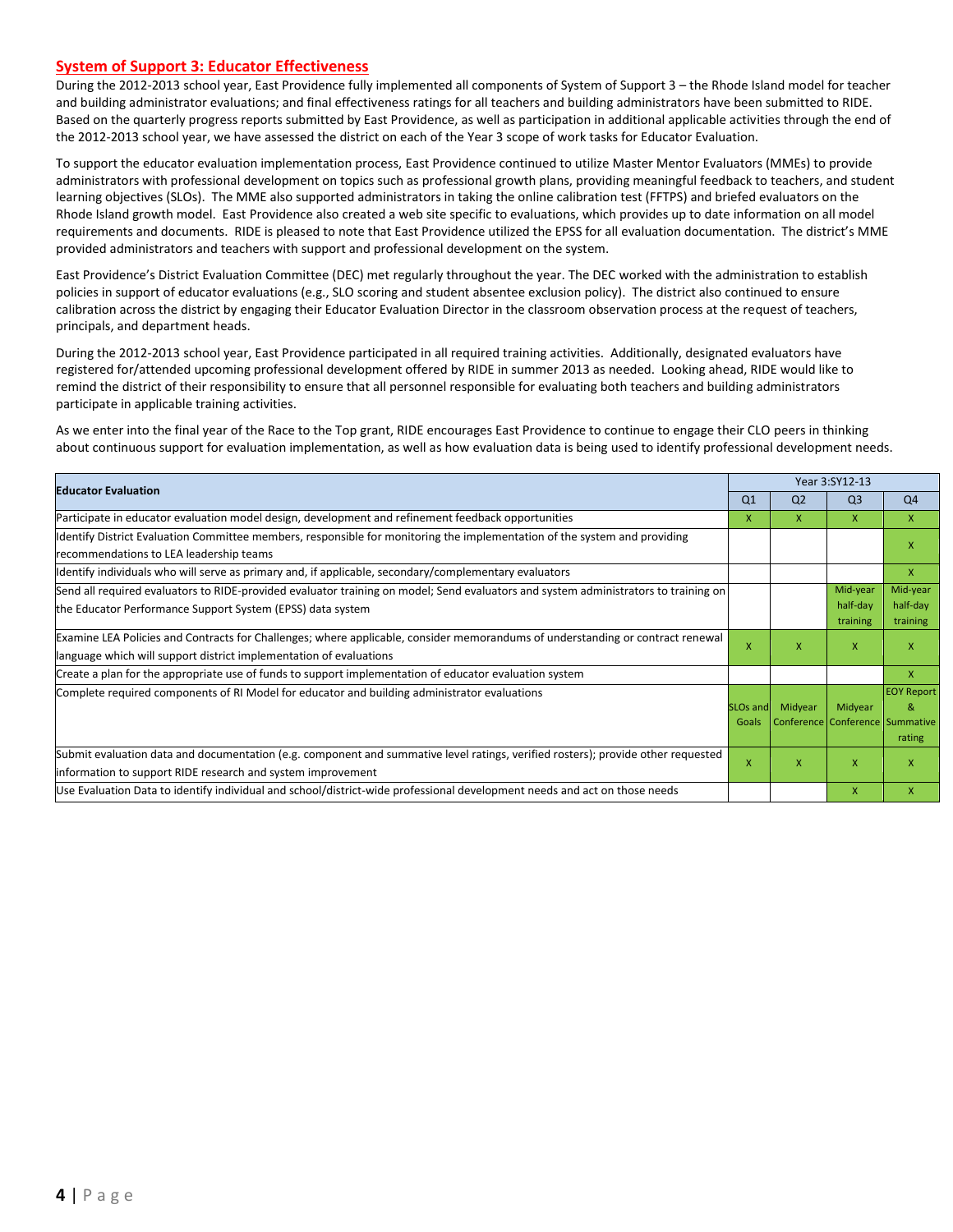## System of Support 3: Educator Effectiveness

During the 2012-2013 school year, East Providence fully implemented all components of System of Support 3 – the Rhode Island model for teacher and building administrator evaluations; and final effectiveness ratings for all teachers and building administrators have been submitted to RIDE. Based on the quarterly progress reports submitted by East Providence, as well as participation in additional applicable activities through the end of the 2012-2013 school year, we have assessed the district on each of the Year 3 scope of work tasks for Educator Evaluation.

To support the educator evaluation implementation process, East Providence continued to utilize Master Mentor Evaluators (MMEs) to provide administrators with professional development on topics such as professional growth plans, providing meaningful feedback to teachers, and student learning objectives (SLOs). The MME also supported administrators in taking the online calibration test (FFTPS) and briefed evaluators on the Rhode Island growth model. East Providence also created a web site specific to evaluations, which provides up to date information on all model requirements and documents. RIDE is pleased to note that East Providence utilized the EPSS for all evaluation documentation. The district's MME provided administrators and teachers with support and professional development on the system.

East Providence's District Evaluation Committee (DEC) met regularly throughout the year. The DEC worked with the administration to establish policies in support of educator evaluations (e.g., SLO scoring and student absentee exclusion policy). The district also continued to ensure calibration across the district by engaging their Educator Evaluation Director in the classroom observation process at the request of teachers, principals, and department heads.

During the 2012-2013 school year, East Providence participated in all required training activities. Additionally, designated evaluators have registered for/attended upcoming professional development offered by RIDE in summer 2013 as needed. Looking ahead, RIDE would like to remind the district of their responsibility to ensure that all personnel responsible for evaluating both teachers and building administrators participate in applicable training activities.

As we enter into the final year of the Race to the Top grant, RIDE encourages East Providence to continue to engage their CLO peers in thinking about continuous support for evaluation implementation, as well as how evaluation data is being used to identify professional development needs.

| Educator Evaluation | Year 3:SY12-13 | | | |
|---|---|---|---|---|
| | Q1 | Q2 | Q3 | Q4 |
| Participate in educator evaluation model design, development and refinement feedback opportunities | X | X | X | X |
| Identify District Evaluation Committee members, responsible for monitoring the implementation of the system and providing recommendations to LEA leadership teams | | | | X |
| Identify individuals who will serve as primary and, if applicable, secondary/complementary evaluators | | | | X |
| Send all required evaluators to RIDE-provided evaluator training on model; Send evaluators and system administrators to training on the Educator Performance Support System (EPSS) data system | | | Mid-year half-day training | Mid-year half-day training |
| Examine LEA Policies and Contracts for Challenges; where applicable, consider memorandums of understanding or contract renewal language which will support district implementation of evaluations | X | X | X | X |
| Create a plan for the appropriate use of funds to support implementation of educator evaluation system | | | | X |
| Complete required components of RI Model for educator and building administrator evaluations | SLOs and Goals | Midyear Conference | Midyear Conference | EOY Report & Summative rating |
| Submit evaluation data and documentation (e.g. component and summative level ratings, verified rosters); provide other requested information to support RIDE research and system improvement | X | X | X | X |
| Use Evaluation Data to identify individual and school/district-wide professional development needs and act on those needs | | | X | X |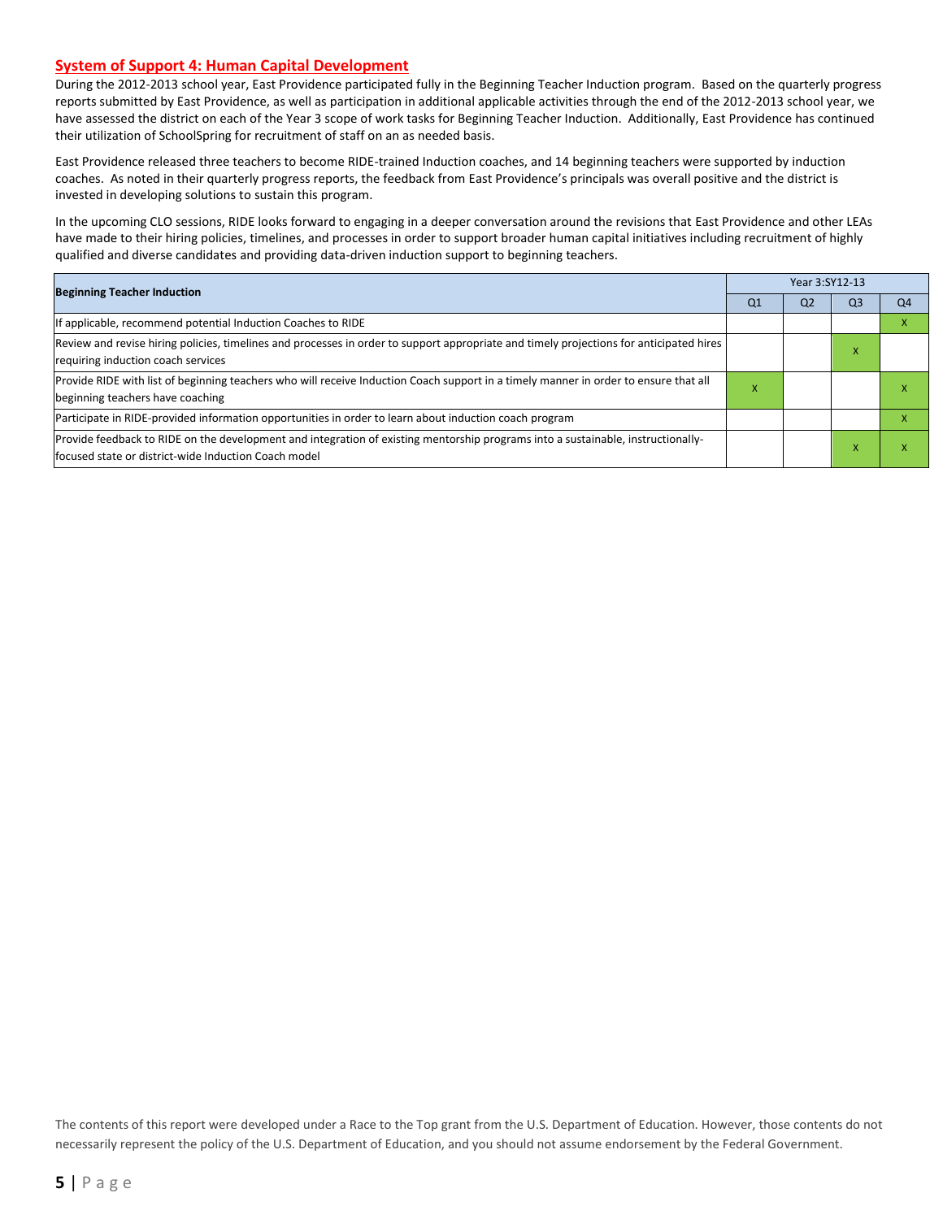## System of Support 4: Human Capital Development

During the 2012-2013 school year, East Providence participated fully in the Beginning Teacher Induction program. Based on the quarterly progress reports submitted by East Providence, as well as participation in additional applicable activities through the end of the 2012-2013 school year, we have assessed the district on each of the Year 3 scope of work tasks for Beginning Teacher Induction. Additionally, East Providence has continued their utilization of SchoolSpring for recruitment of staff on an as needed basis.

East Providence released three teachers to become RIDE-trained Induction coaches, and 14 beginning teachers were supported by induction coaches. As noted in their quarterly progress reports, the feedback from East Providence's principals was overall positive and the district is invested in developing solutions to sustain this program.

In the upcoming CLO sessions, RIDE looks forward to engaging in a deeper conversation around the revisions that East Providence and other LEAs have made to their hiring policies, timelines, and processes in order to support broader human capital initiatives including recruitment of highly qualified and diverse candidates and providing data-driven induction support to beginning teachers.

| Beginning Teacher Induction | Year 3:SY12-13 | | | |
|---|---|---|---|---|
| | Q1 | Q2 | Q3 | Q4 |
| If applicable, recommend potential Induction Coaches to RIDE | | | | X |
| Review and revise hiring policies, timelines and processes in order to support appropriate and timely projections for anticipated hires requiring induction coach services | | | X | |
| Provide RIDE with list of beginning teachers who will receive Induction Coach support in a timely manner in order to ensure that all beginning teachers have coaching | X | | | X |
| Participate in RIDE-provided information opportunities in order to learn about induction coach program | | | | X |
| Provide feedback to RIDE on the development and integration of existing mentorship programs into a sustainable, instructionally-focused state or district-wide Induction Coach model | | | X | X |

The contents of this report were developed under a Race to the Top grant from the U.S. Department of Education. However, those contents do not necessarily represent the policy of the U.S. Department of Education, and you should not assume endorsement by the Federal Government.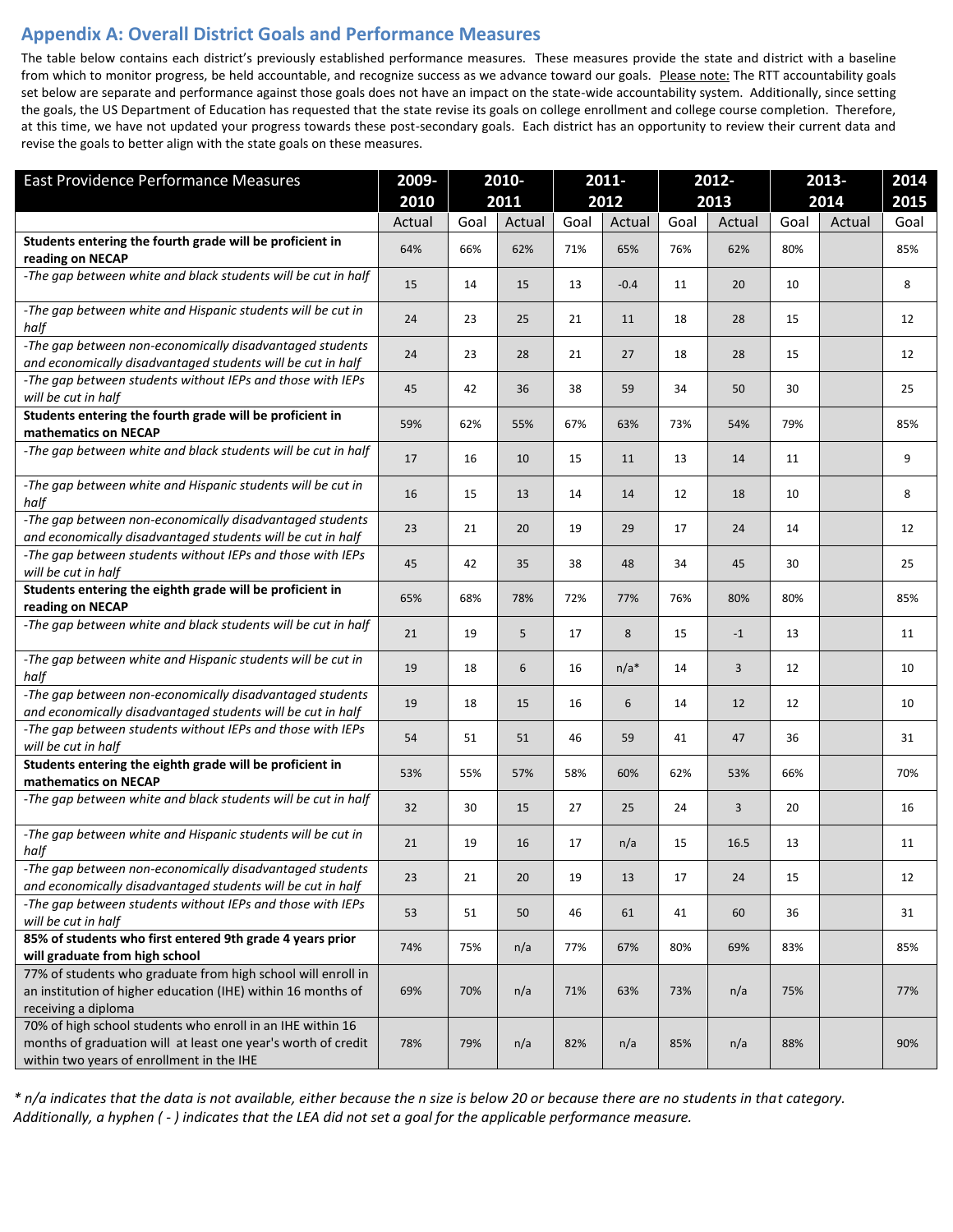## Appendix A: Overall District Goals and Performance Measures

The table below contains each district's previously established performance measures. These measures provide the state and district with a baseline from which to monitor progress, be held accountable, and recognize success as we advance toward our goals. Please note: The RTT accountability goals set below are separate and performance against those goals does not have an impact on the state-wide accountability system. Additionally, since setting the goals, the US Department of Education has requested that the state revise its goals on college enrollment and college course completion. Therefore, at this time, we have not updated your progress towards these post-secondary goals. Each district has an opportunity to review their current data and revise the goals to better align with the state goals on these measures.

| East Providence Performance Measures | 2009-2010 | 2010-2011 | | 2011-2012 | | 2012-2013 | | 2013-2014 | | 2014 2015 |
|---|---|---|---|---|---|---|---|---|---|---|
| | Actual | Goal | Actual | Goal | Actual | Goal | Actual | Goal | Actual | Goal |
| **Students entering the fourth grade will be proficient in reading on NECAP** | 64% | 66% | 62% | 71% | 65% | 76% | 62% | 80% | | 85% |
| *-The gap between white and black students will be cut in half* | 15 | 14 | 15 | 13 | -0.4 | 11 | 20 | 10 | | 8 |
| *-The gap between white and Hispanic students will be cut in half* | 24 | 23 | 25 | 21 | 11 | 18 | 28 | 15 | | 12 |
| *-The gap between non-economically disadvantaged students and economically disadvantaged students will be cut in half* | 24 | 23 | 28 | 21 | 27 | 18 | 28 | 15 | | 12 |
| *-The gap between students without IEPs and those with IEPs will be cut in half* | 45 | 42 | 36 | 38 | 59 | 34 | 50 | 30 | | 25 |
| **Students entering the fourth grade will be proficient in mathematics on NECAP** | 59% | 62% | 55% | 67% | 63% | 73% | 54% | 79% | | 85% |
| *-The gap between white and black students will be cut in half* | 17 | 16 | 10 | 15 | 11 | 13 | 14 | 11 | | 9 |
| *-The gap between white and Hispanic students will be cut in half* | 16 | 15 | 13 | 14 | 14 | 12 | 18 | 10 | | 8 |
| *-The gap between non-economically disadvantaged students and economically disadvantaged students will be cut in half* | 23 | 21 | 20 | 19 | 29 | 17 | 24 | 14 | | 12 |
| *-The gap between students without IEPs and those with IEPs will be cut in half* | 45 | 42 | 35 | 38 | 48 | 34 | 45 | 30 | | 25 |
| **Students entering the eighth grade will be proficient in reading on NECAP** | 65% | 68% | 78% | 72% | 77% | 76% | 80% | 80% | | 85% |
| *-The gap between white and black students will be cut in half* | 21 | 19 | 5 | 17 | 8 | 15 | -1 | 13 | | 11 |
| *-The gap between white and Hispanic students will be cut in half* | 19 | 18 | 6 | 16 | n/a* | 14 | 3 | 12 | | 10 |
| *-The gap between non-economically disadvantaged students and economically disadvantaged students will be cut in half* | 19 | 18 | 15 | 16 | 6 | 14 | 12 | 12 | | 10 |
| *-The gap between students without IEPs and those with IEPs will be cut in half* | 54 | 51 | 51 | 46 | 59 | 41 | 47 | 36 | | 31 |
| **Students entering the eighth grade will be proficient in mathematics on NECAP** | 53% | 55% | 57% | 58% | 60% | 62% | 53% | 66% | | 70% |
| *-The gap between white and black students will be cut in half* | 32 | 30 | 15 | 27 | 25 | 24 | 3 | 20 | | 16 |
| *-The gap between white and Hispanic students will be cut in half* | 21 | 19 | 16 | 17 | n/a | 15 | 16.5 | 13 | | 11 |
| *-The gap between non-economically disadvantaged students and economically disadvantaged students will be cut in half* | 23 | 21 | 20 | 19 | 13 | 17 | 24 | 15 | | 12 |
| *-The gap between students without IEPs and those with IEPs will be cut in half* | 53 | 51 | 50 | 46 | 61 | 41 | 60 | 36 | | 31 |
| **85% of students who first entered 9th grade 4 years prior will graduate from high school** | 74% | 75% | n/a | 77% | 67% | 80% | 69% | 83% | | 85% |
| 77% of students who graduate from high school will enroll in an institution of higher education (IHE) within 16 months of receiving a diploma | 69% | 70% | n/a | 71% | 63% | 73% | n/a | 75% | | 77% |
| 70% of high school students who enroll in an IHE within 16 months of graduation will at least one year's worth of credit within two years of enrollment in the IHE | 78% | 79% | n/a | 82% | n/a | 85% | n/a | 88% | | 90% |

*\* n/a indicates that the data is not available, either because the n size is below 20 or because there are no students in that category. Additionally, a hyphen ( - ) indicates that the LEA did not set a goal for the applicable performance measure.*